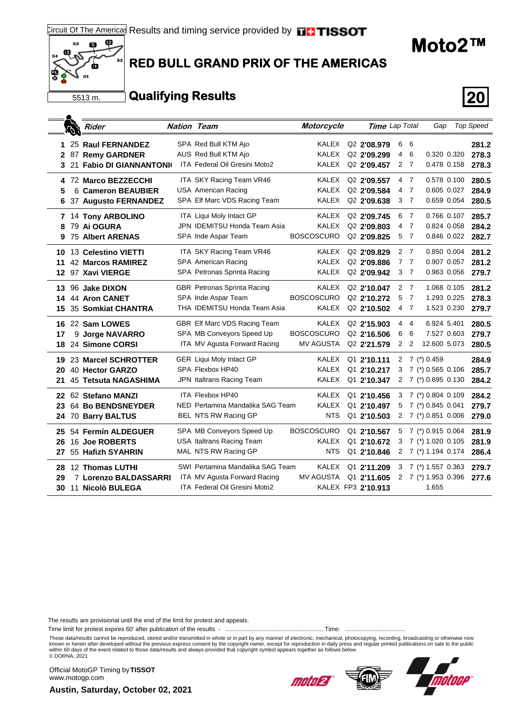Circuit Of The Americas Results and timing service provided by TISSOT

# Moto2™

## RED BULL GRAND PRIX OF THE AMERICAS

5513 m.

## Qualifying Results

**20**

| Pos | No | Rider | Nation | Team | Motorcycle | Session | Time | Lap | Total | Gap | | Top Speed |
|---|---|---|---|---|---|---|---|---|---|---|---|---|
| 1 | 25 | **Raul FERNANDEZ** | SPA | Red Bull KTM Ajo | KALEX | Q2 | **2'08.979** | 6 | 6 | | | **281.2** |
| 2 | 87 | **Remy GARDNER** | AUS | Red Bull KTM Ajo | KALEX | Q2 | **2'09.299** | 4 | 6 | 0.320 | 0.320 | **278.3** |
| 3 | 21 | **Fabio DI GIANNANTONIO** | ITA | Federal Oil Gresini Moto2 | KALEX | Q2 | **2'09.457** | 2 | 7 | 0.478 | 0.158 | **278.3** |
| 4 | 72 | **Marco BEZZECCHI** | ITA | SKY Racing Team VR46 | KALEX | Q2 | **2'09.557** | 4 | 7 | 0.578 | 0.100 | **280.5** |
| 5 | 6 | **Cameron BEAUBIER** | USA | American Racing | KALEX | Q2 | **2'09.584** | 4 | 7 | 0.605 | 0.027 | **284.9** |
| 6 | 37 | **Augusto FERNANDEZ** | SPA | Elf Marc VDS Racing Team | KALEX | Q2 | **2'09.638** | 3 | 7 | 0.659 | 0.054 | **280.5** |
| 7 | 14 | **Tony ARBOLINO** | ITA | Liqui Moly Intact GP | KALEX | Q2 | **2'09.745** | 6 | 7 | 0.766 | 0.107 | **285.7** |
| 8 | 79 | **Ai OGURA** | JPN | IDEMITSU Honda Team Asia | KALEX | Q2 | **2'09.803** | 4 | 7 | 0.824 | 0.058 | **284.2** |
| 9 | 75 | **Albert ARENAS** | SPA | Inde Aspar Team | BOSCOSCURO | Q2 | **2'09.825** | 5 | 7 | 0.846 | 0.022 | **282.7** |
| 10 | 13 | **Celestino VIETTI** | ITA | SKY Racing Team VR46 | KALEX | Q2 | **2'09.829** | 2 | 7 | 0.850 | 0.004 | **281.2** |
| 11 | 42 | **Marcos RAMIREZ** | SPA | American Racing | KALEX | Q2 | **2'09.886** | 7 | 7 | 0.907 | 0.057 | **281.2** |
| 12 | 97 | **Xavi VIERGE** | SPA | Petronas Sprinta Racing | KALEX | Q2 | **2'09.942** | 3 | 7 | 0.963 | 0.056 | **279.7** |
| 13 | 96 | **Jake DIXON** | GBR | Petronas Sprinta Racing | KALEX | Q2 | **2'10.047** | 2 | 7 | 1.068 | 0.105 | **281.2** |
| 14 | 44 | **Aron CANET** | SPA | Inde Aspar Team | BOSCOSCURO | Q2 | **2'10.272** | 5 | 7 | 1.293 | 0.225 | **278.3** |
| 15 | 35 | **Somkiat CHANTRA** | THA | IDEMITSU Honda Team Asia | KALEX | Q2 | **2'10.502** | 4 | 7 | 1.523 | 0.230 | **279.7** |
| 16 | 22 | **Sam LOWES** | GBR | Elf Marc VDS Racing Team | KALEX | Q2 | **2'15.903** | 4 | 4 | 6.924 | 5.401 | **280.5** |
| 17 | 9 | **Jorge NAVARRO** | SPA | MB Conveyors Speed Up | BOSCOSCURO | Q2 | **2'16.506** | 6 | 6 | 7.527 | 0.603 | **279.7** |
| 18 | 24 | **Simone CORSI** | ITA | MV Agusta Forward Racing | MV AGUSTA | Q2 | **2'21.579** | 2 | 2 | 12.600 | 5.073 | **280.5** |
| 19 | 23 | **Marcel SCHROTTER** | GER | Liqui Moly Intact GP | KALEX | Q1 | **2'10.111** | 2 | 7 | (*) 0.459 | | **284.9** |
| 20 | 40 | **Hector GARZO** | SPA | Flexbox HP40 | KALEX | Q1 | **2'10.217** | 3 | 7 | (*) 0.565 | 0.106 | **285.7** |
| 21 | 45 | **Tetsuta NAGASHIMA** | JPN | Italtrans Racing Team | KALEX | Q1 | **2'10.347** | 2 | 7 | (*) 0.695 | 0.130 | **284.2** |
| 22 | 62 | **Stefano MANZI** | ITA | Flexbox HP40 | KALEX | Q1 | **2'10.456** | 3 | 7 | (*) 0.804 | 0.109 | **284.2** |
| 23 | 64 | **Bo BENDSNEYDER** | NED | Pertamina Mandalika SAG Team | KALEX | Q1 | **2'10.497** | 5 | 7 | (*) 0.845 | 0.041 | **279.7** |
| 24 | 70 | **Barry BALTUS** | BEL | NTS RW Racing GP | NTS | Q1 | **2'10.503** | 2 | 7 | (*) 0.851 | 0.006 | **279.0** |
| 25 | 54 | **Fermín ALDEGUER** | SPA | MB Conveyors Speed Up | BOSCOSCURO | Q1 | **2'10.567** | 5 | 7 | (*) 0.915 | 0.064 | **281.9** |
| 26 | 16 | **Joe ROBERTS** | USA | Italtrans Racing Team | KALEX | Q1 | **2'10.672** | 3 | 7 | (*) 1.020 | 0.105 | **281.9** |
| 27 | 55 | **Hafizh SYAHRIN** | MAL | NTS RW Racing GP | NTS | Q1 | **2'10.846** | 2 | 7 | (*) 1.194 | 0.174 | **286.4** |
| 28 | 12 | **Thomas LUTHI** | SWI | Pertamina Mandalika SAG Team | KALEX | Q1 | **2'11.209** | 3 | 7 | (*) 1.557 | 0.363 | **279.7** |
| 29 | 7 | **Lorenzo BALDASSARRI** | ITA | MV Agusta Forward Racing | MV AGUSTA | Q1 | **2'11.605** | 2 | 7 | (*) 1.953 | 0.396 | **277.6** |
| 30 | 11 | **Nicolò BULEGA** | ITA | Federal Oil Gresini Moto2 | KALEX | FP3 | **2'10.913** | | | 1.655 | | |

The results are provisional until the end of the limit for protest and appeals.

Time limit for protest expires 60' after publication of the results - ......................................................... Time: ..................................

These data/results cannot be reproduced, stored and/or transmitted in whole or in part by any manner of electronic, mechanical, photocopying, recording, broadcasting or otherwise now known or herein after developed without the previous express consent by the copyright owner, except for reproduction in daily press and regular printed publications on sale to the public within 60 days of the event related to those data/results and always provided that copyright symbol appears together as follows below.
© DORNA, 2021

Official MotoGP Timing by **TISSOT**
www.motogp.com

**Austin, Saturday, October 02, 2021**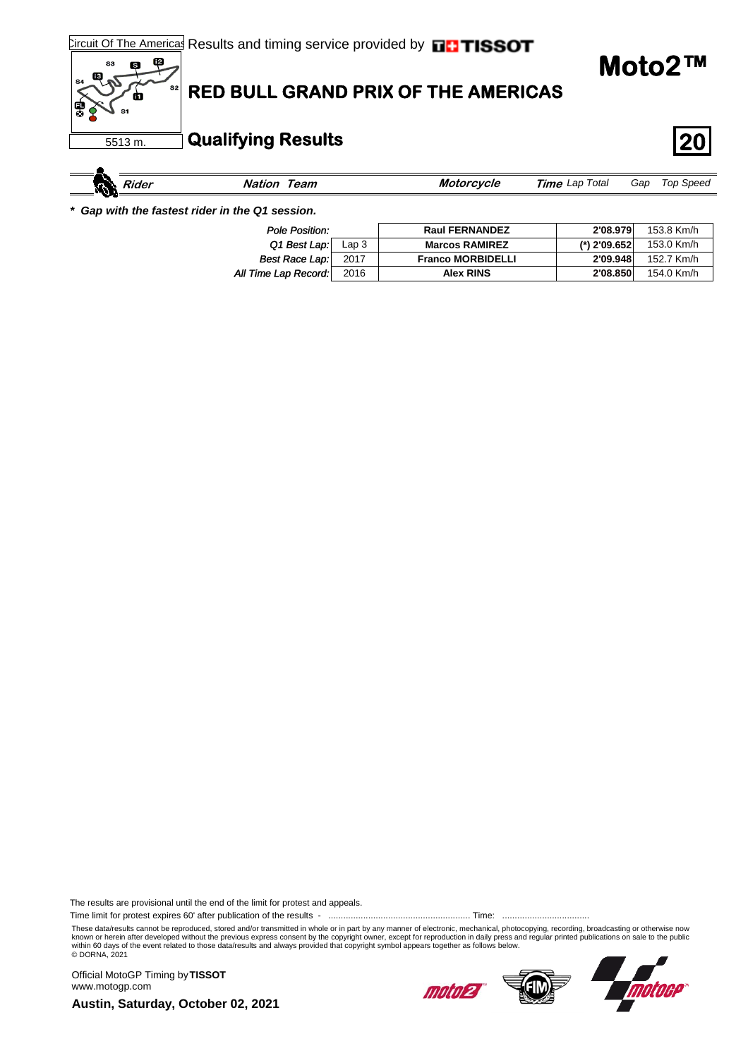Circuit Of The Americas Results and timing service provided by TISSOT

# Moto2™

## RED BULL GRAND PRIX OF THE AMERICAS

5513 m.

## Qualifying Results

| Rider | Nation Team | Motorcycle | Time Lap Total | Gap | Top Speed |
|---|---|---|---|---|---|

***\* Gap with the fastest rider in the Q1 session.***

| | | | | |
|---|---|---|---|---|
| *Pole Position:* | | **Raul FERNANDEZ** | **2'08.979** | 153.8 Km/h |
| *Q1 Best Lap:* | Lap 3 | **Marcos RAMIREZ** | **(*) 2'09.652** | 153.0 Km/h |
| *Best Race Lap:* | 2017 | **Franco MORBIDELLI** | **2'09.948** | 152.7 Km/h |
| *All Time Lap Record:* | 2016 | **Alex RINS** | **2'08.850** | 154.0 Km/h |

The results are provisional until the end of the limit for protest and appeals.

Time limit for protest expires 60' after publication of the results - ......................................................... Time: ..................................

These data/results cannot be reproduced, stored and/or transmitted in whole or in part by any manner of electronic, mechanical, photocopying, recording, broadcasting or otherwise now known or herein after developed without the previous express consent by the copyright owner, except for reproduction in daily press and regular printed publications on sale to the public within 60 days of the event related to those data/results and always provided that copyright symbol appears together as follows below.
© DORNA, 2021

Official MotoGP Timing by **TISSOT**
www.motogp.com

**Austin, Saturday, October 02, 2021**